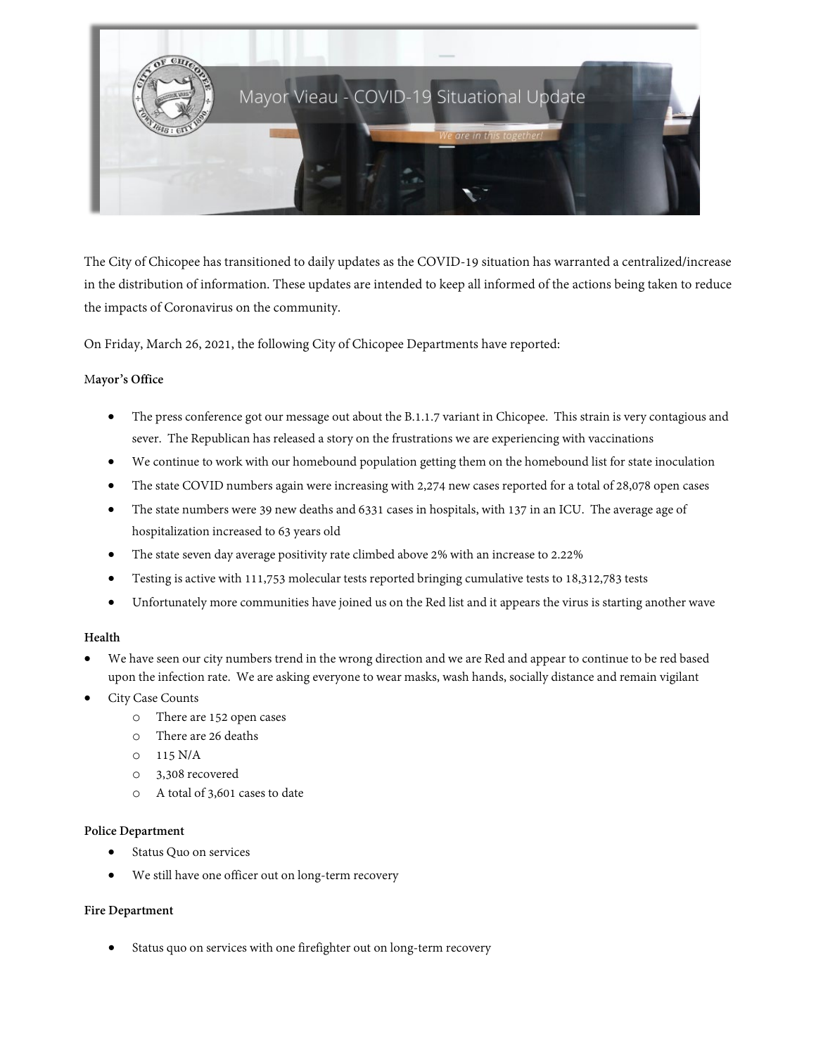Mayor Vieau - COVID-19 Situational Update

*We are in this together!*

The City of Chicopee has transitioned to daily updates as the COVID-19 situation has warranted a centralized/increase in the distribution of information. These updates are intended to keep all informed of the actions being taken to reduce the impacts of Coronavirus on the community.

On Friday, March 26, 2021, the following City of Chicopee Departments have reported:

**Mayor's Office**

- The press conference got our message out about the B.1.1.7 variant in Chicopee. This strain is very contagious and sever. The Republican has released a story on the frustrations we are experiencing with vaccinations
- We continue to work with our homebound population getting them on the homebound list for state inoculation
- The state COVID numbers again were increasing with 2,274 new cases reported for a total of 28,078 open cases
- The state numbers were 39 new deaths and 6331 cases in hospitals, with 137 in an ICU. The average age of hospitalization increased to 63 years old
- The state seven day average positivity rate climbed above 2% with an increase to 2.22%
- Testing is active with 111,753 molecular tests reported bringing cumulative tests to 18,312,783 tests
- Unfortunately more communities have joined us on the Red list and it appears the virus is starting another wave

**Health**

- We have seen our city numbers trend in the wrong direction and we are Red and appear to continue to be red based upon the infection rate. We are asking everyone to wear masks, wash hands, socially distance and remain vigilant
- City Case Counts
  - There are 152 open cases
  - There are 26 deaths
  - 115 N/A
  - 3,308 recovered
  - A total of 3,601 cases to date

**Police Department**

- Status Quo on services
- We still have one officer out on long-term recovery

**Fire Department**

- Status quo on services with one firefighter out on long-term recovery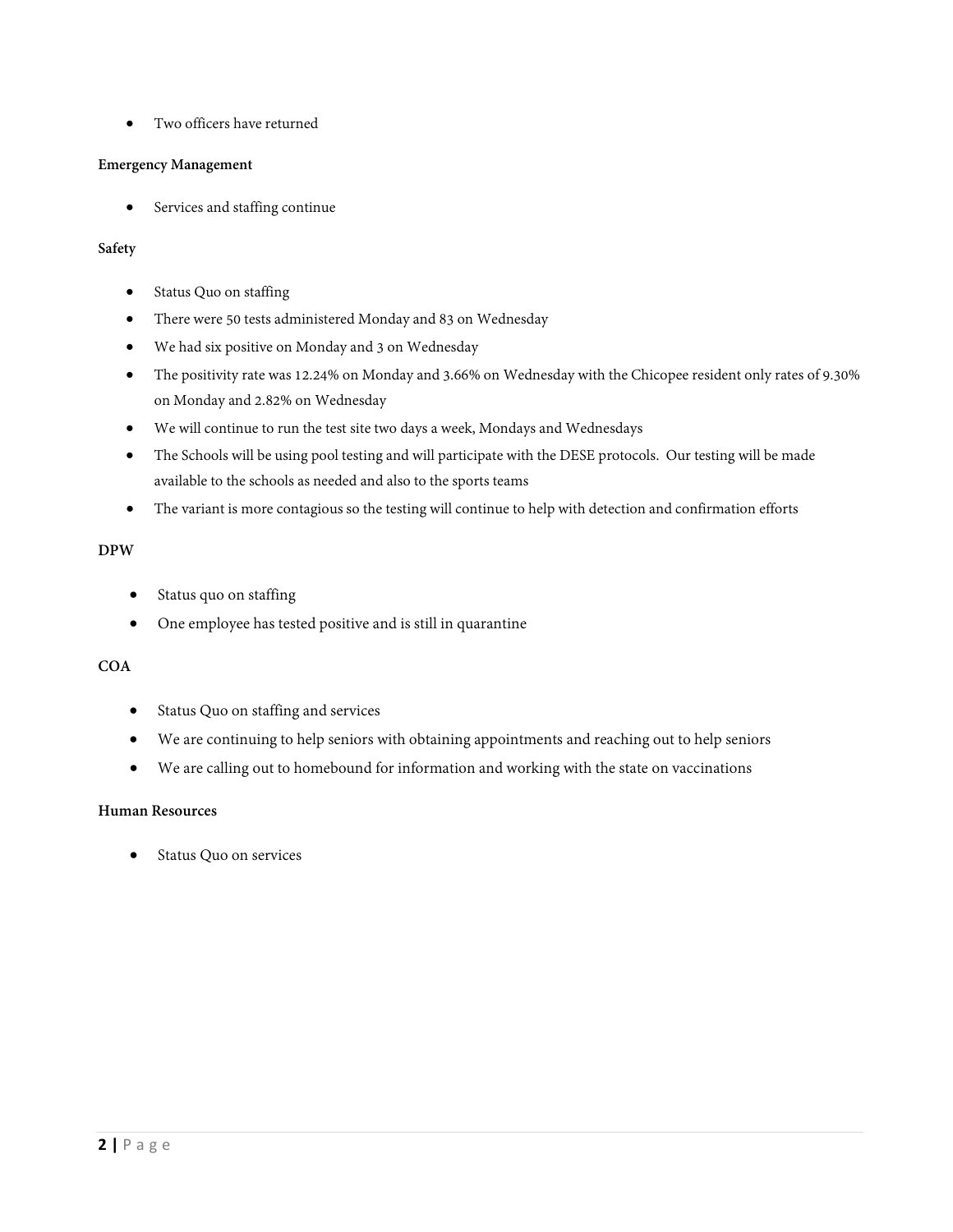- Two officers have returned

**Emergency Management**

- Services and staffing continue

**Safety**

- Status Quo on staffing
- There were 50 tests administered Monday and 83 on Wednesday
- We had six positive on Monday and 3 on Wednesday
- The positivity rate was 12.24% on Monday and 3.66% on Wednesday with the Chicopee resident only rates of 9.30% on Monday and 2.82% on Wednesday
- We will continue to run the test site two days a week, Mondays and Wednesdays
- The Schools will be using pool testing and will participate with the DESE protocols. Our testing will be made available to the schools as needed and also to the sports teams
- The variant is more contagious so the testing will continue to help with detection and confirmation efforts

**DPW**

- Status quo on staffing
- One employee has tested positive and is still in quarantine

**COA**

- Status Quo on staffing and services
- We are continuing to help seniors with obtaining appointments and reaching out to help seniors
- We are calling out to homebound for information and working with the state on vaccinations

**Human Resources**

- Status Quo on services